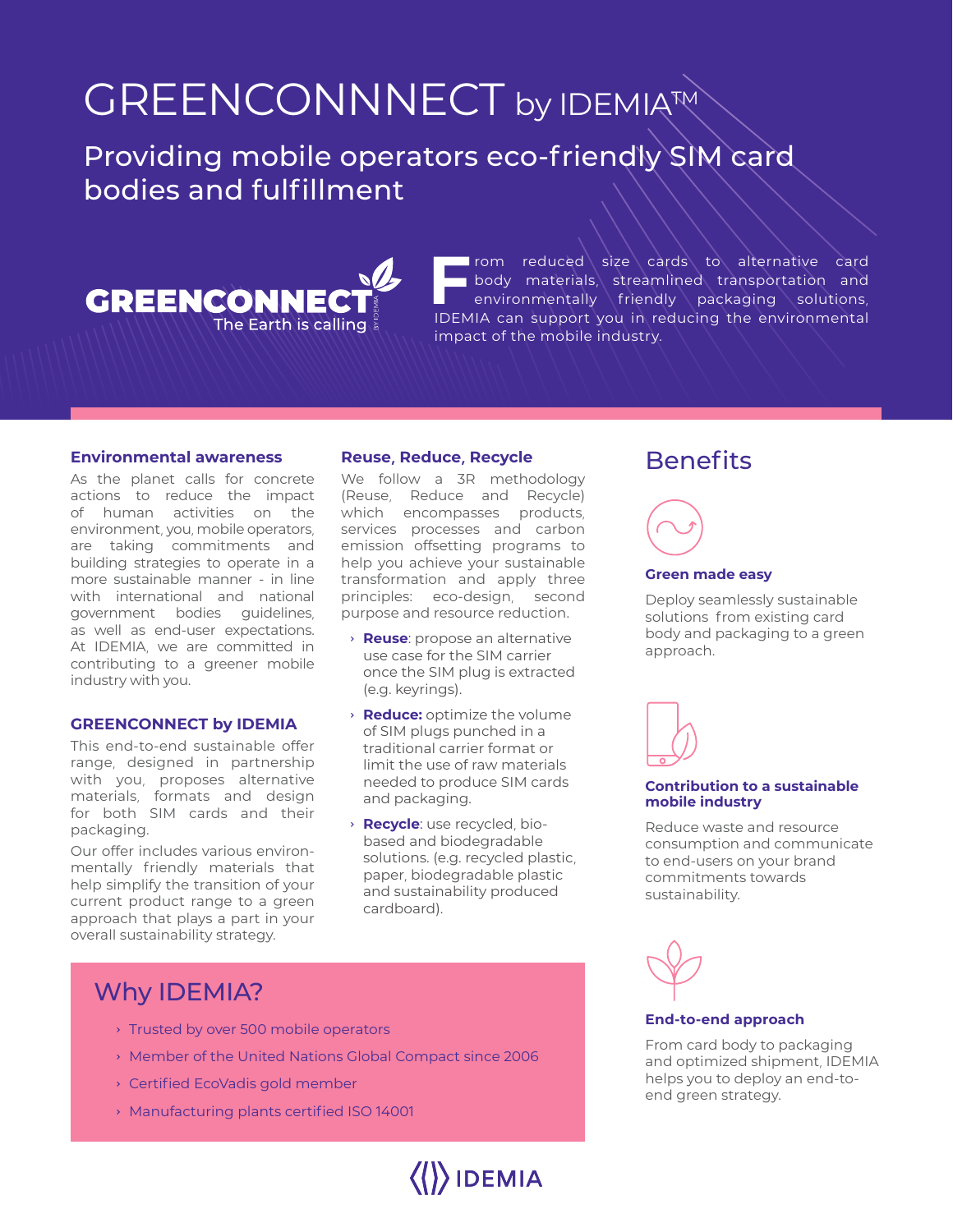# GREENCONNNECT by IDEMIA™

## Providing mobile operators eco-friendly SIM card bodies and fulfillment

GREENCONNECT
The Earth is calling

From reduced size cards to alternative card body materials, streamlined transportation and environmentally friendly packaging solutions, IDEMIA can support you in reducing the environmental impact of the mobile industry.

### Environmental awareness

As the planet calls for concrete actions to reduce the impact of human activities on the environment, you, mobile operators, are taking commitments and building strategies to operate in a more sustainable manner - in line with international and national government bodies guidelines, as well as end-user expectations. At IDEMIA, we are committed in contributing to a greener mobile industry with you.

### GREENCONNECT by IDEMIA

This end-to-end sustainable offer range, designed in partnership with you, proposes alternative materials, formats and design for both SIM cards and their packaging.

Our offer includes various environmentally friendly materials that help simplify the transition of your current product range to a green approach that plays a part in your overall sustainability strategy.

### Reuse, Reduce, Recycle

We follow a 3R methodology (Reuse, Reduce and Recycle) which encompasses products, services processes and carbon emission offsetting programs to help you achieve your sustainable transformation and apply three principles: eco-design, second purpose and resource reduction.

- **Reuse**: propose an alternative use case for the SIM carrier once the SIM plug is extracted (e.g. keyrings).
- **Reduce:** optimize the volume of SIM plugs punched in a traditional carrier format or limit the use of raw materials needed to produce SIM cards and packaging.
- **Recycle**: use recycled, bio-based and biodegradable solutions. (e.g. recycled plastic, paper, biodegradable plastic and sustainability produced cardboard).

## Why IDEMIA?

- Trusted by over 500 mobile operators
- Member of the United Nations Global Compact since 2006
- Certified EcoVadis gold member
- Manufacturing plants certified ISO 14001

## Benefits

### Green made easy

Deploy seamlessly sustainable solutions from existing card body and packaging to a green approach.

### Contribution to a sustainable mobile industry

Reduce waste and resource consumption and communicate to end-users on your brand commitments towards sustainability.

### End-to-end approach

From card body to packaging and optimized shipment, IDEMIA helps you to deploy an end-to-end green strategy.

IDEMIA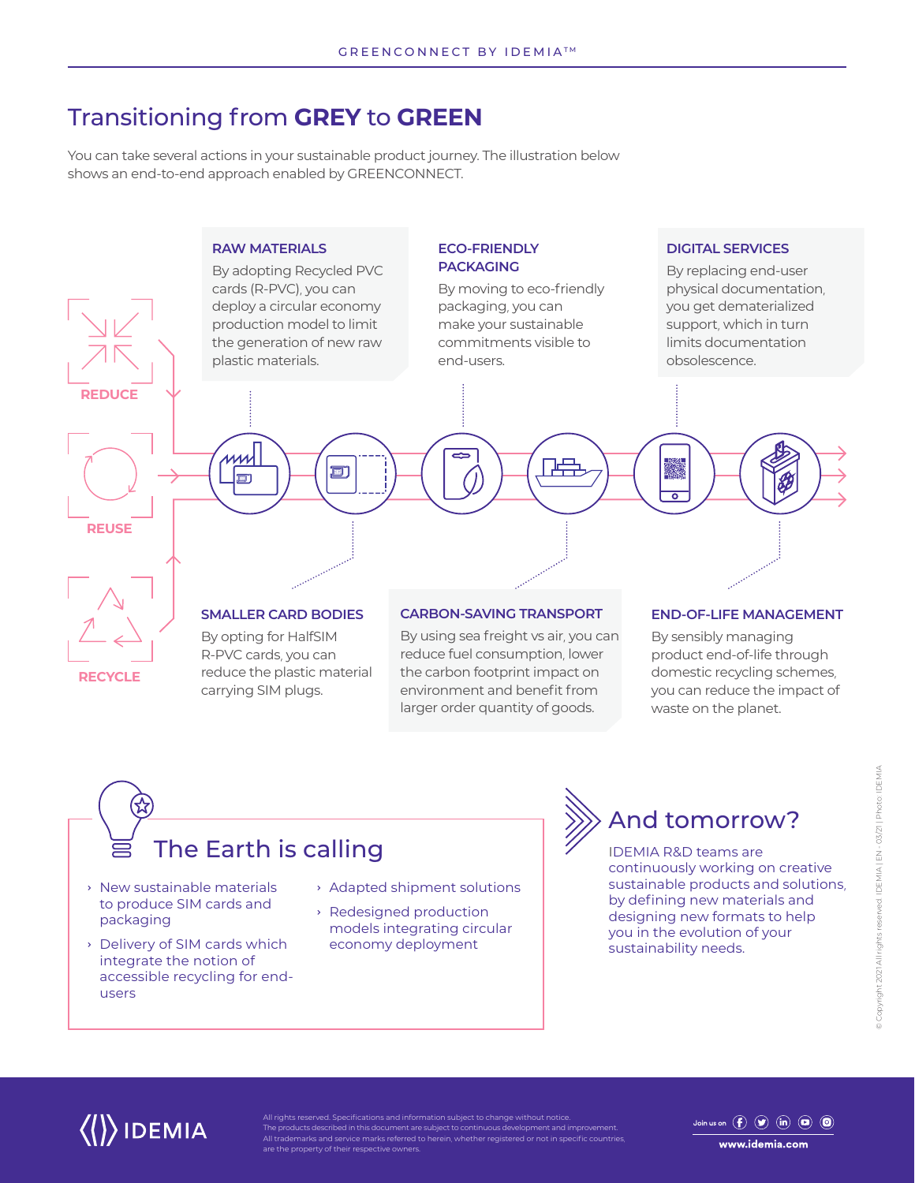# Transitioning from **GREY** to **GREEN**

You can take several actions in your sustainable product journey. The illustration below shows an end-to-end approach enabled by GREENCONNECT.

REDUCE

REUSE

RECYCLE

### RAW MATERIALS

By adopting Recycled PVC cards (R-PVC), you can deploy a circular economy production model to limit the generation of new raw plastic materials.

### SMALLER CARD BODIES

By opting for HalfSIM R-PVC cards, you can reduce the plastic material carrying SIM plugs.

### ECO-FRIENDLY PACKAGING

By moving to eco-friendly packaging, you can make your sustainable commitments visible to end-users.

### CARBON-SAVING TRANSPORT

By using sea freight vs air, you can reduce fuel consumption, lower the carbon footprint impact on environment and benefit from larger order quantity of goods.

### DIGITAL SERVICES

By replacing end-user physical documentation, you get dematerialized support, which in turn limits documentation obsolescence.

### END-OF-LIFE MANAGEMENT

By sensibly managing product end-of-life through domestic recycling schemes, you can reduce the impact of waste on the planet.

## The Earth is calling

- New sustainable materials to produce SIM cards and packaging
- Delivery of SIM cards which integrate the notion of accessible recycling for end-users
- Adapted shipment solutions
- Redesigned production models integrating circular economy deployment

## And tomorrow?

IDEMIA R&D teams are continuously working on creative sustainable products and solutions, by defining new materials and designing new formats to help you in the evolution of your sustainability needs.

© Copyright 2021 All rights reserved. IDEMIA | EN - 03/21 | Photo: IDEMIA

All rights reserved. Specifications and information subject to change without notice.
The products described in this document are subject to continuous development and improvement.
All trademarks and service marks referred to herein, whether registered or not in specific countries, are the property of their respective owners.

Join us on

www.idemia.com